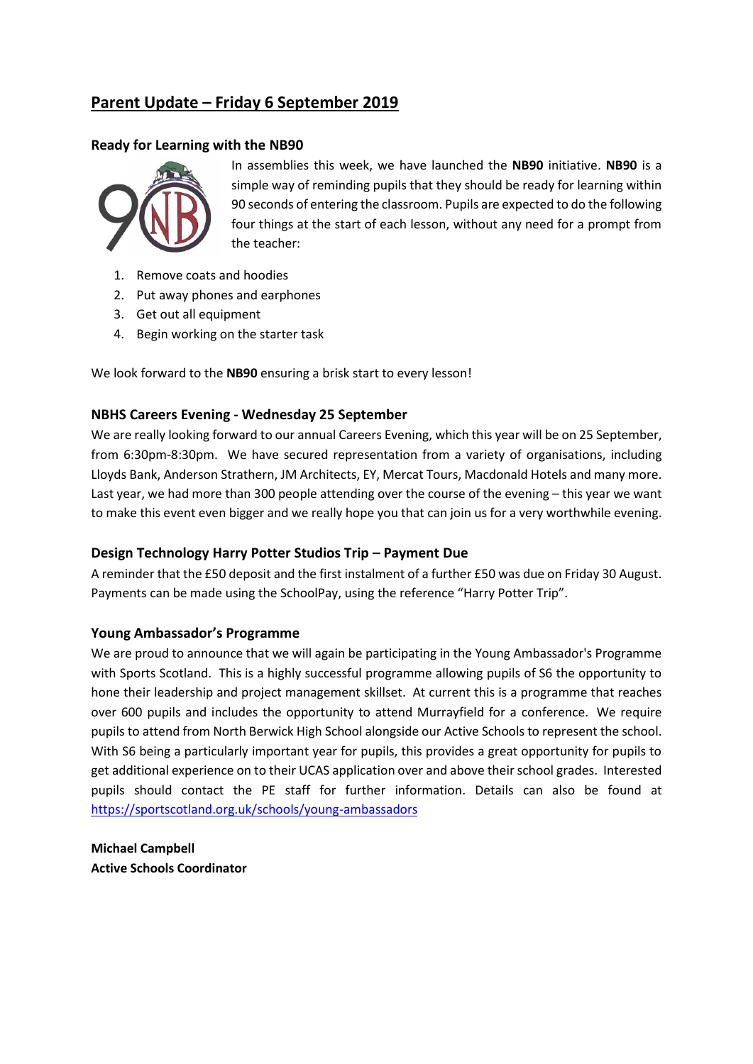# Parent Update – Friday 6 September 2019

### Ready for Learning with the NB90

In assemblies this week, we have launched the **NB90** initiative. **NB90** is a simple way of reminding pupils that they should be ready for learning within 90 seconds of entering the classroom. Pupils are expected to do the following four things at the start of each lesson, without any need for a prompt from the teacher:

1. Remove coats and hoodies
2. Put away phones and earphones
3. Get out all equipment
4. Begin working on the starter task

We look forward to the **NB90** ensuring a brisk start to every lesson!

### NBHS Careers Evening - Wednesday 25 September

We are really looking forward to our annual Careers Evening, which this year will be on 25 September, from 6:30pm-8:30pm. We have secured representation from a variety of organisations, including Lloyds Bank, Anderson Strathern, JM Architects, EY, Mercat Tours, Macdonald Hotels and many more. Last year, we had more than 300 people attending over the course of the evening – this year we want to make this event even bigger and we really hope you that can join us for a very worthwhile evening.

### Design Technology Harry Potter Studios Trip – Payment Due

A reminder that the £50 deposit and the first instalment of a further £50 was due on Friday 30 August. Payments can be made using the SchoolPay, using the reference "Harry Potter Trip".

### Young Ambassador's Programme

We are proud to announce that we will again be participating in the Young Ambassador's Programme with Sports Scotland. This is a highly successful programme allowing pupils of S6 the opportunity to hone their leadership and project management skillset. At current this is a programme that reaches over 600 pupils and includes the opportunity to attend Murrayfield for a conference. We require pupils to attend from North Berwick High School alongside our Active Schools to represent the school. With S6 being a particularly important year for pupils, this provides a great opportunity for pupils to get additional experience on to their UCAS application over and above their school grades. Interested pupils should contact the PE staff for further information. Details can also be found at https://sportscotland.org.uk/schools/young-ambassadors

**Michael Campbell**
**Active Schools Coordinator**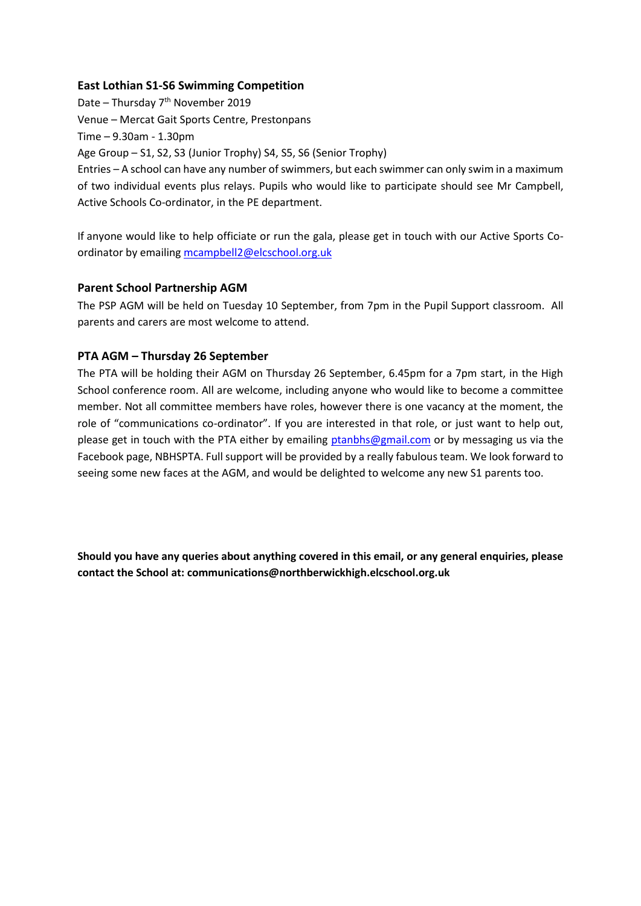### East Lothian S1-S6 Swimming Competition

Date – Thursday 7th November 2019

Venue – Mercat Gait Sports Centre, Prestonpans

Time – 9.30am - 1.30pm

Age Group – S1, S2, S3 (Junior Trophy) S4, S5, S6 (Senior Trophy)

Entries – A school can have any number of swimmers, but each swimmer can only swim in a maximum of two individual events plus relays. Pupils who would like to participate should see Mr Campbell, Active Schools Co-ordinator, in the PE department.

If anyone would like to help officiate or run the gala, please get in touch with our Active Sports Co-ordinator by emailing mcampbell2@elcschool.org.uk

### Parent School Partnership AGM

The PSP AGM will be held on Tuesday 10 September, from 7pm in the Pupil Support classroom. All parents and carers are most welcome to attend.

### PTA AGM – Thursday 26 September

The PTA will be holding their AGM on Thursday 26 September, 6.45pm for a 7pm start, in the High School conference room. All are welcome, including anyone who would like to become a committee member. Not all committee members have roles, however there is one vacancy at the moment, the role of "communications co-ordinator". If you are interested in that role, or just want to help out, please get in touch with the PTA either by emailing ptanbhs@gmail.com or by messaging us via the Facebook page, NBHSPTA. Full support will be provided by a really fabulous team. We look forward to seeing some new faces at the AGM, and would be delighted to welcome any new S1 parents too.

**Should you have any queries about anything covered in this email, or any general enquiries, please contact the School at: communications@northberwickhigh.elcschool.org.uk**